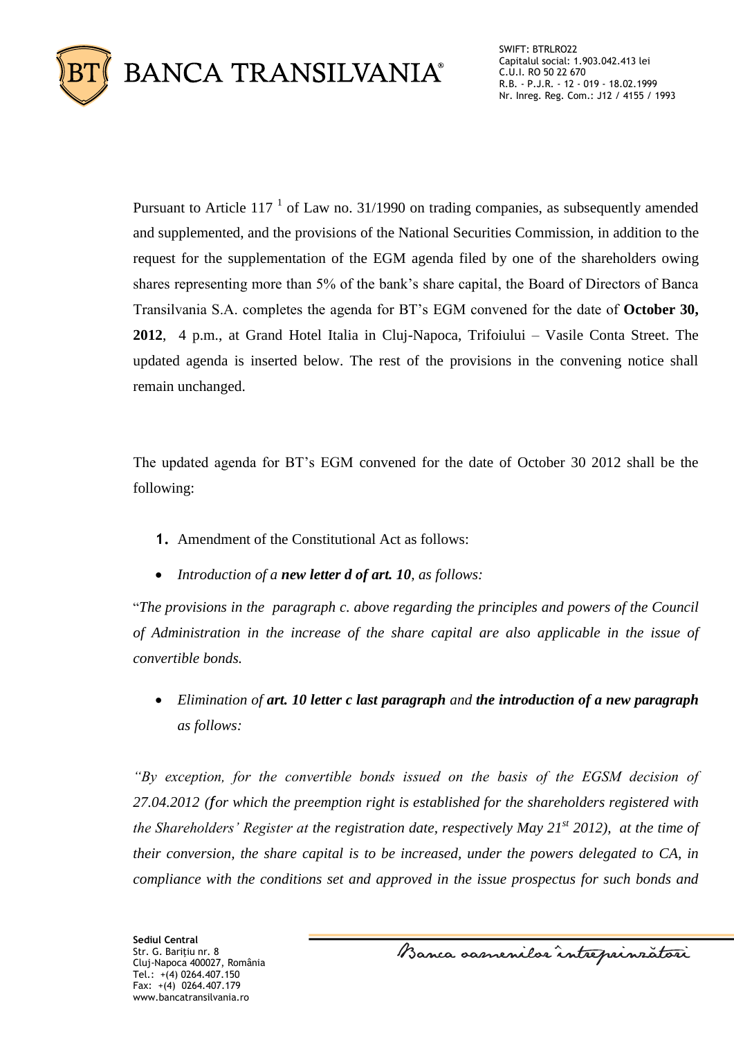Pursuant to Article 117 [1] of Law no. 31/1990 on trading companies, as subsequently amended and supplemented, and the provisions of the National Securities Commission, in addition to the request for the supplementation of the EGM agenda filed by one of the shareholders owing shares representing more than 5% of the bank's share capital, the Board of Directors of Banca Transilvania S.A. completes the agenda for BT's EGM convened for the date of **October 30, 2012**, 4 p.m., at Grand Hotel Italia in Cluj-Napoca, Trifoiului – Vasile Conta Street. The updated agenda is inserted below. The rest of the provisions in the convening notice shall remain unchanged.

The updated agenda for BT's EGM convened for the date of October 30 2012 shall be the following:

1. Amendment of the Constitutional Act as follows:

- *Introduction of a* ***new letter d of art. 10****, as follows:*

"*The provisions in the paragraph c. above regarding the principles and powers of the Council of Administration in the increase of the share capital are also applicable in the issue of convertible bonds.*

- *Elimination of* ***art. 10 letter c last paragraph*** *and* ***the introduction of a new paragraph*** *as follows:*

*"By exception, for the convertible bonds issued on the basis of the EGSM decision of 27.04.2012 (for which the preemption right is established for the shareholders registered with the Shareholders' Register at the registration date, respectively May 21st 2012), at the time of their conversion, the share capital is to be increased, under the powers delegated to CA, in compliance with the conditions set and approved in the issue prospectus for such bonds and*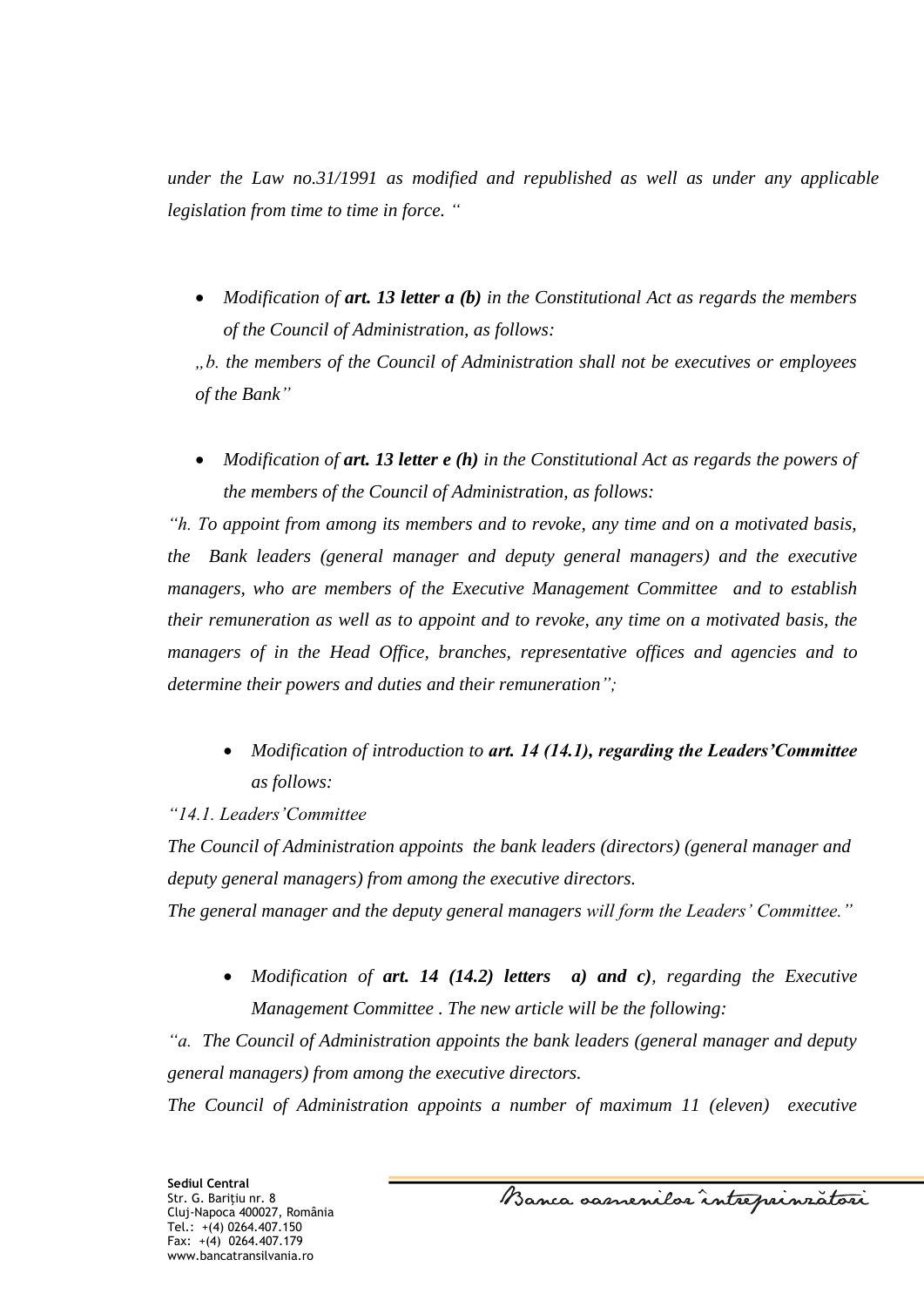*under the Law no.31/1991 as modified and republished as well as under any applicable legislation from time to time in force. "*

- *Modification of **art. 13 letter a (b)** in the Constitutional Act as regards the members of the Council of Administration, as follows:*

*„b. the members of the Council of Administration shall not be executives or employees of the Bank"*

- *Modification of **art. 13 letter e (h)** in the Constitutional Act as regards the powers of the members of the Council of Administration, as follows:*

*"h. To appoint from among its members and to revoke, any time and on a motivated basis, the Bank leaders (general manager and deputy general managers) and the executive managers, who are members of the Executive Management Committee and to establish their remuneration as well as to appoint and to revoke, any time on a motivated basis, the managers of in the Head Office, branches, representative offices and agencies and to determine their powers and duties and their remuneration";*

- *Modification of introduction to **art. 14 (14.1), regarding the Leaders'Committee** as follows:*

*"14.1. Leaders'Committee*

*The Council of Administration appoints the bank leaders (directors) (general manager and deputy general managers) from among the executive directors.*

*The general manager and the deputy general managers will form the Leaders' Committee."*

- *Modification of **art. 14 (14.2) letters a) and c)**, regarding the Executive Management Committee . The new article will be the following:*

*"a. The Council of Administration appoints the bank leaders (general manager and deputy general managers) from among the executive directors.*

*The Council of Administration appoints a number of maximum 11 (eleven) executive*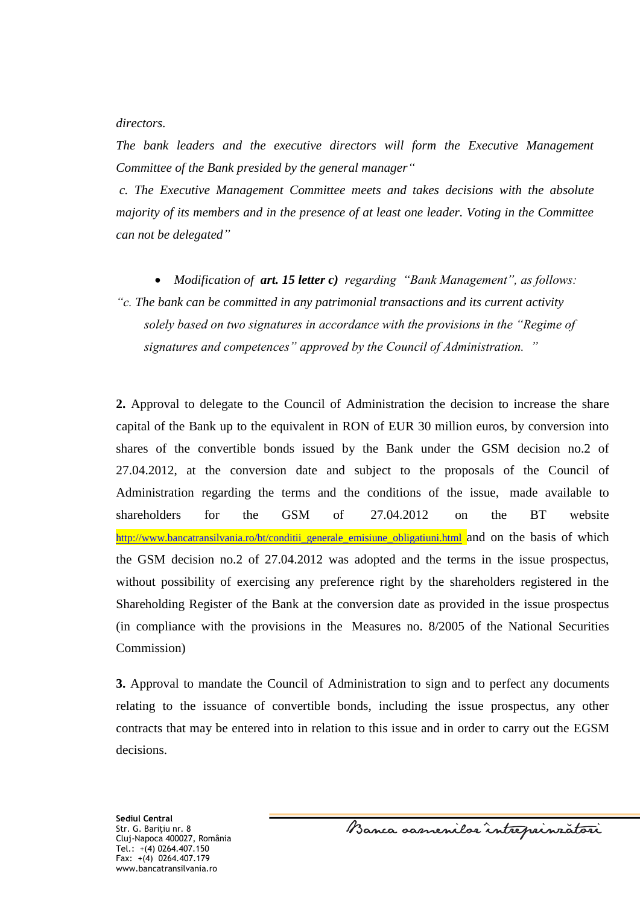*directors.*

*The bank leaders and the executive directors will form the Executive Management Committee of the Bank presided by the general manager"*

*c. The Executive Management Committee meets and takes decisions with the absolute majority of its members and in the presence of at least one leader. Voting in the Committee can not be delegated"*

- *Modification of **art. 15 letter c)** regarding "Bank Management", as follows:*

*"c. The bank can be committed in any patrimonial transactions and its current activity solely based on two signatures in accordance with the provisions in the "Regime of signatures and competences" approved by the Council of Administration. "*

**2.** Approval to delegate to the Council of Administration the decision to increase the share capital of the Bank up to the equivalent in RON of EUR 30 million euros, by conversion into shares of the convertible bonds issued by the Bank under the GSM decision no.2 of 27.04.2012, at the conversion date and subject to the proposals of the Council of Administration regarding the terms and the conditions of the issue, made available to shareholders for the GSM of 27.04.2012 on the BT website http://www.bancatransilvania.ro/bt/conditii_generale_emisiune_obligatiuni.html and on the basis of which the GSM decision no.2 of 27.04.2012 was adopted and the terms in the issue prospectus, without possibility of exercising any preference right by the shareholders registered in the Shareholding Register of the Bank at the conversion date as provided in the issue prospectus (in compliance with the provisions in the Measures no. 8/2005 of the National Securities Commission)

**3.** Approval to mandate the Council of Administration to sign and to perfect any documents relating to the issuance of convertible bonds, including the issue prospectus, any other contracts that may be entered into in relation to this issue and in order to carry out the EGSM decisions.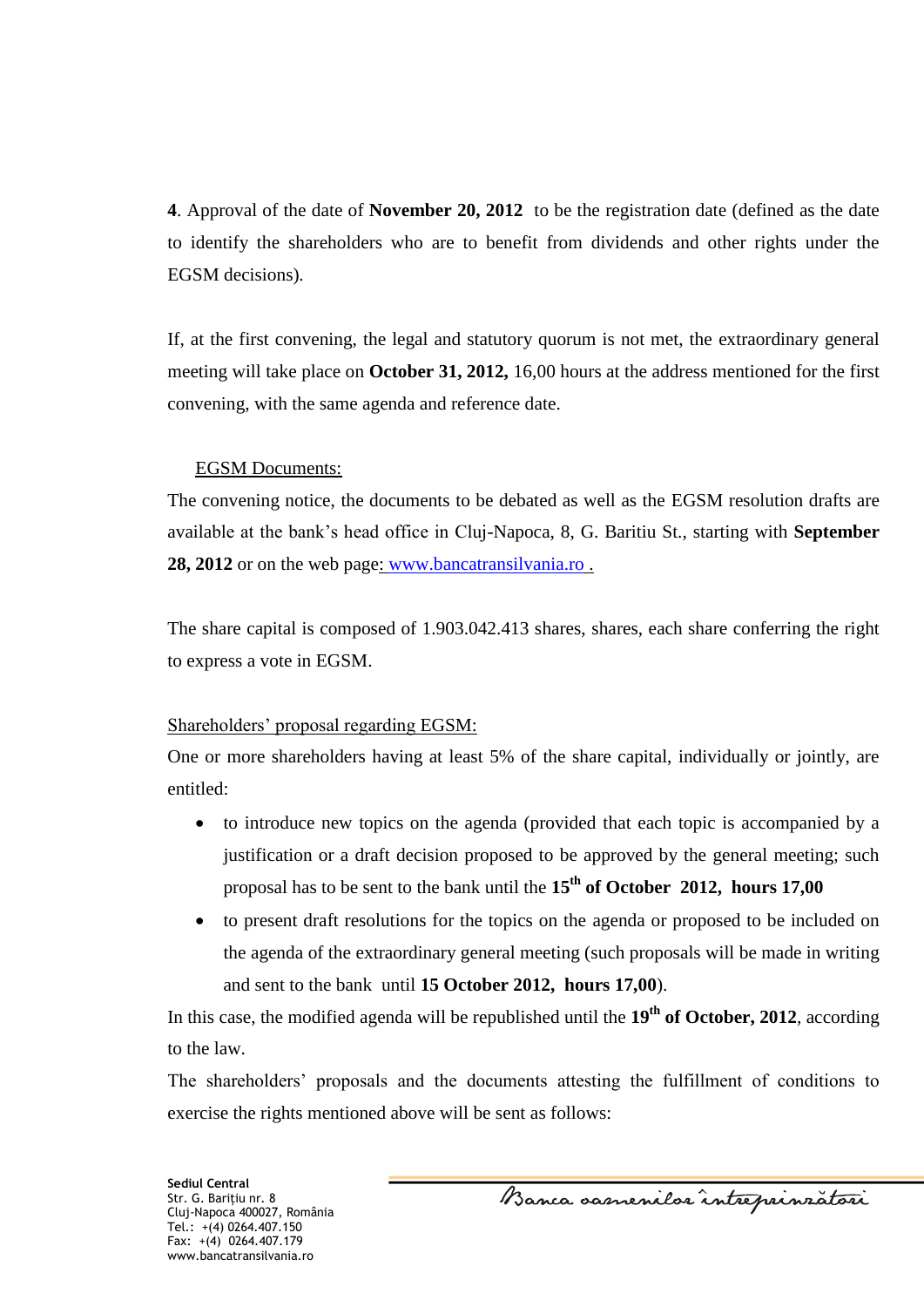**4**. Approval of the date of **November 20, 2012** to be the registration date (defined as the date to identify the shareholders who are to benefit from dividends and other rights under the EGSM decisions).

If, at the first convening, the legal and statutory quorum is not met, the extraordinary general meeting will take place on **October 31, 2012,** 16,00 hours at the address mentioned for the first convening, with the same agenda and reference date.

EGSM Documents:

The convening notice, the documents to be debated as well as the EGSM resolution drafts are available at the bank's head office in Cluj-Napoca, 8, G. Baritiu St., starting with **September 28, 2012** or on the web page: www.bancatransilvania.ro .

The share capital is composed of 1.903.042.413 shares, shares, each share conferring the right to express a vote in EGSM.

Shareholders' proposal regarding EGSM:

One or more shareholders having at least 5% of the share capital, individually or jointly, are entitled:

- to introduce new topics on the agenda (provided that each topic is accompanied by a justification or a draft decision proposed to be approved by the general meeting; such proposal has to be sent to the bank until the **15th of October 2012, hours 17,00**
- to present draft resolutions for the topics on the agenda or proposed to be included on the agenda of the extraordinary general meeting (such proposals will be made in writing and sent to the bank until **15 October 2012, hours 17,00**).

In this case, the modified agenda will be republished until the **19th of October, 2012**, according to the law.

The shareholders' proposals and the documents attesting the fulfillment of conditions to exercise the rights mentioned above will be sent as follows: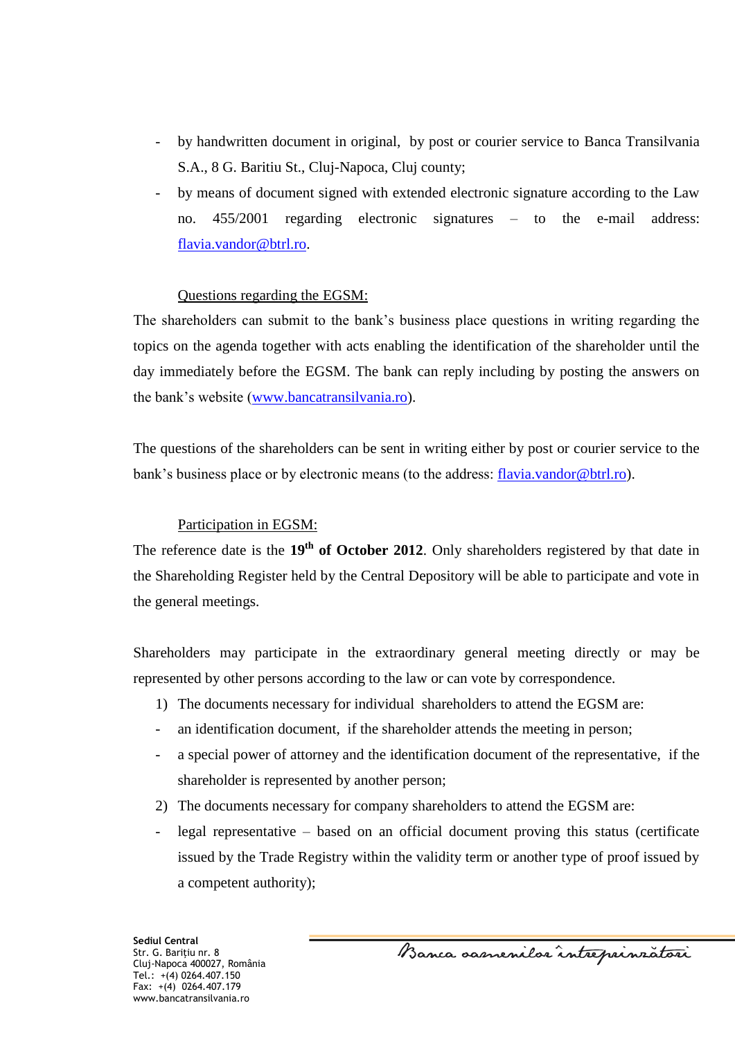- by handwritten document in original, by post or courier service to Banca Transilvania S.A., 8 G. Baritiu St., Cluj-Napoca, Cluj county;
- by means of document signed with extended electronic signature according to the Law no. 455/2001 regarding electronic signatures – to the e-mail address: flavia.vandor@btrl.ro.

Questions regarding the EGSM:

The shareholders can submit to the bank's business place questions in writing regarding the topics on the agenda together with acts enabling the identification of the shareholder until the day immediately before the EGSM. The bank can reply including by posting the answers on the bank's website (www.bancatransilvania.ro).

The questions of the shareholders can be sent in writing either by post or courier service to the bank's business place or by electronic means (to the address: flavia.vandor@btrl.ro).

Participation in EGSM:

The reference date is the **19th of October 2012**. Only shareholders registered by that date in the Shareholding Register held by the Central Depository will be able to participate and vote in the general meetings.

Shareholders may participate in the extraordinary general meeting directly or may be represented by other persons according to the law or can vote by correspondence.

1) The documents necessary for individual shareholders to attend the EGSM are:
- an identification document, if the shareholder attends the meeting in person;
- a special power of attorney and the identification document of the representative, if the shareholder is represented by another person;

2) The documents necessary for company shareholders to attend the EGSM are:
- legal representative – based on an official document proving this status (certificate issued by the Trade Registry within the validity term or another type of proof issued by a competent authority);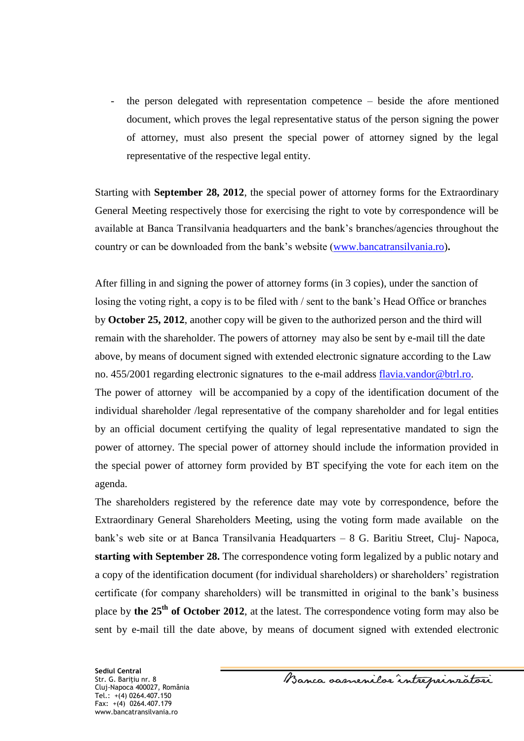- the person delegated with representation competence – beside the afore mentioned document, which proves the legal representative status of the person signing the power of attorney, must also present the special power of attorney signed by the legal representative of the respective legal entity.

Starting with **September 28, 2012**, the special power of attorney forms for the Extraordinary General Meeting respectively those for exercising the right to vote by correspondence will be available at Banca Transilvania headquarters and the bank's branches/agencies throughout the country or can be downloaded from the bank's website (www.bancatransilvania.ro)**.**

After filling in and signing the power of attorney forms (in 3 copies), under the sanction of losing the voting right, a copy is to be filed with / sent to the bank's Head Office or branches by **October 25, 2012**, another copy will be given to the authorized person and the third will remain with the shareholder. The powers of attorney may also be sent by e-mail till the date above, by means of document signed with extended electronic signature according to the Law no. 455/2001 regarding electronic signatures to the e-mail address flavia.vandor@btrl.ro.
The power of attorney will be accompanied by a copy of the identification document of the individual shareholder /legal representative of the company shareholder and for legal entities by an official document certifying the quality of legal representative mandated to sign the power of attorney. The special power of attorney should include the information provided in the special power of attorney form provided by BT specifying the vote for each item on the agenda.
The shareholders registered by the reference date may vote by correspondence, before the Extraordinary General Shareholders Meeting, using the voting form made available on the bank's web site or at Banca Transilvania Headquarters – 8 G. Baritiu Street, Cluj- Napoca, **starting with September 28.** The correspondence voting form legalized by a public notary and a copy of the identification document (for individual shareholders) or shareholders' registration certificate (for company shareholders) will be transmitted in original to the bank's business place by **the 25th of October 2012**, at the latest. The correspondence voting form may also be sent by e-mail till the date above, by means of document signed with extended electronic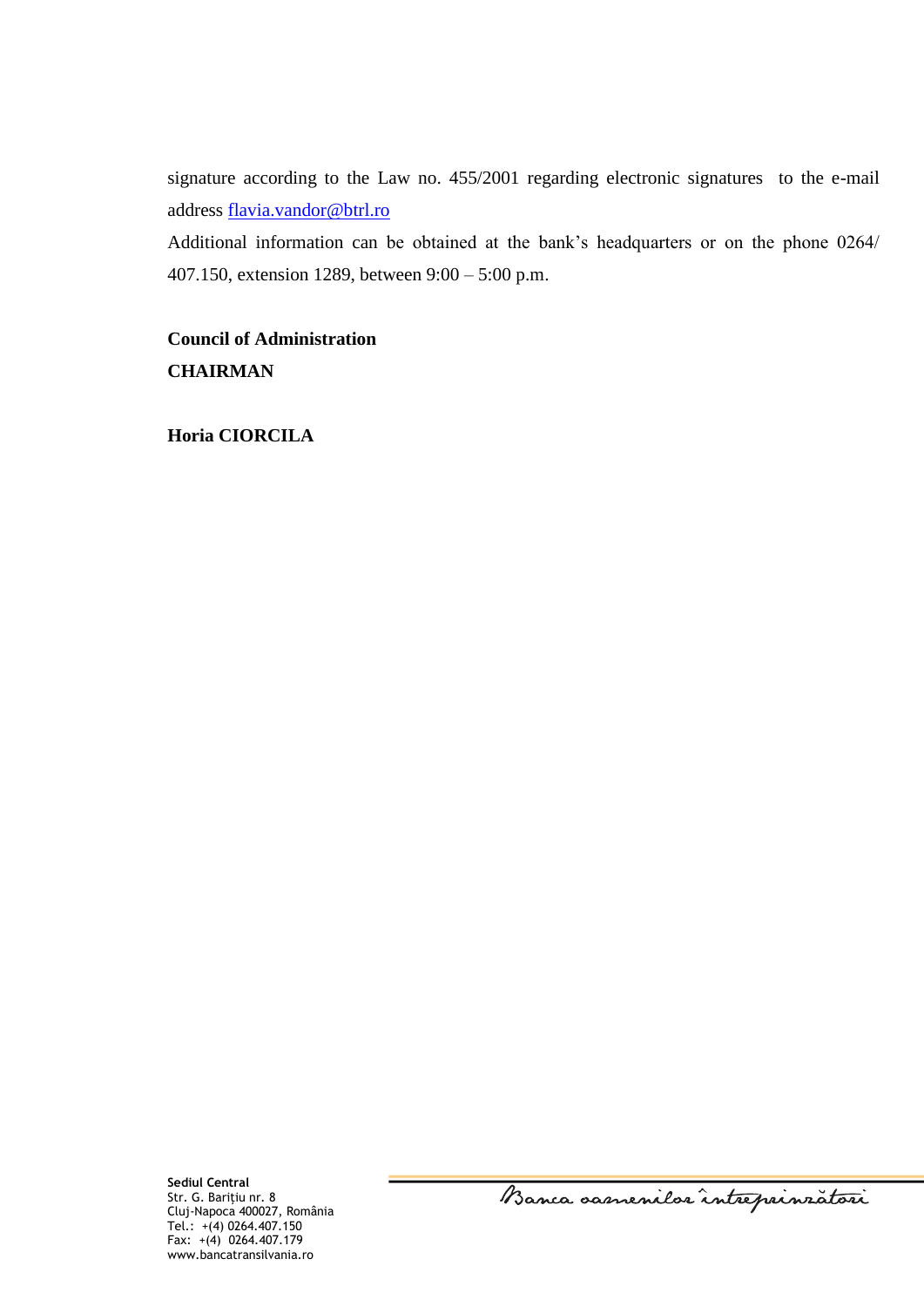signature according to the Law no. 455/2001 regarding electronic signatures to the e-mail address flavia.vandor@btrl.ro

Additional information can be obtained at the bank's headquarters or on the phone 0264/ 407.150, extension 1289, between 9:00 – 5:00 p.m.

**Council of Administration**
**CHAIRMAN**

**Horia CIORCILA**

**Sediul Central**
Str. G. Barițiu nr. 8
Cluj-Napoca 400027, România
Tel.: +(4) 0264.407.150
Fax: +(4) 0264.407.179
www.bancatransilvania.ro

Banca oamenilor întreprinzători